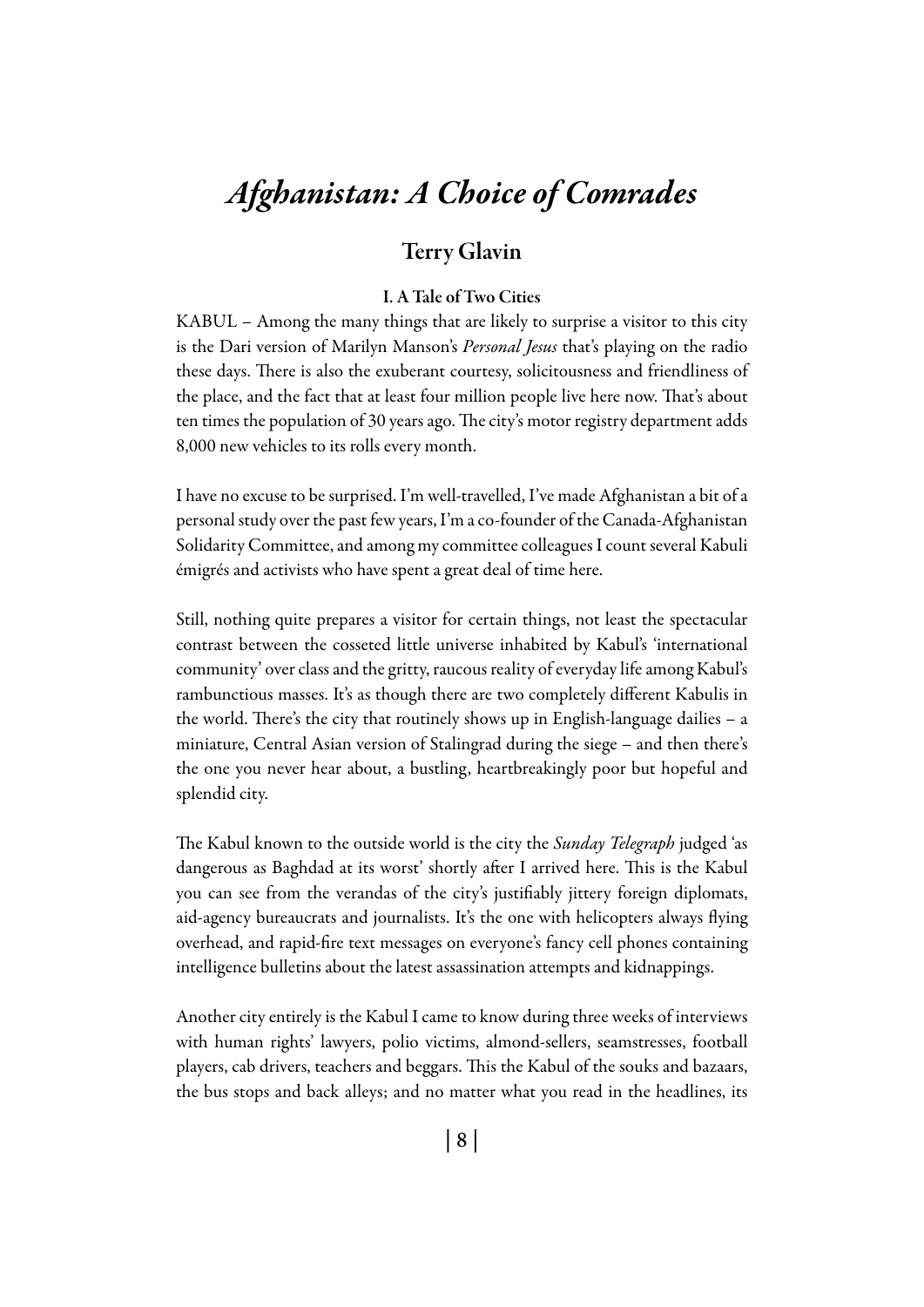# *Afghanistan: A Choice of Comrades*

## Terry Glavin

### I. A Tale of Two Cities

KABUL – Among the many things that are likely to surprise a visitor to this city is the Dari version of Marilyn Manson's *Personal Jesus* that's playing on the radio these days. There is also the exuberant courtesy, solicitousness and friendliness of the place, and the fact that at least four million people live here now. That's about ten times the population of 30 years ago. The city's motor registry department adds 8,000 new vehicles to its rolls every month.

I have no excuse to be surprised. I'm well-travelled, I've made Afghanistan a bit of a personal study over the past few years, I'm a co-founder of the Canada-Afghanistan Solidarity Committee, and among my committee colleagues I count several Kabuli émigrés and activists who have spent a great deal of time here.

Still, nothing quite prepares a visitor for certain things, not least the spectacular contrast between the cosseted little universe inhabited by Kabul's 'international community' over class and the gritty, raucous reality of everyday life among Kabul's rambunctious masses. It's as though there are two completely different Kabulis in the world. There's the city that routinely shows up in English-language dailies – a miniature, Central Asian version of Stalingrad during the siege – and then there's the one you never hear about, a bustling, heartbreakingly poor but hopeful and splendid city.

The Kabul known to the outside world is the city the *Sunday Telegraph* judged 'as dangerous as Baghdad at its worst' shortly after I arrived here. This is the Kabul you can see from the verandas of the city's justifiably jittery foreign diplomats, aid-agency bureaucrats and journalists. It's the one with helicopters always flying overhead, and rapid-fire text messages on everyone's fancy cell phones containing intelligence bulletins about the latest assassination attempts and kidnappings.

Another city entirely is the Kabul I came to know during three weeks of interviews with human rights' lawyers, polio victims, almond-sellers, seamstresses, football players, cab drivers, teachers and beggars. This the Kabul of the souks and bazaars, the bus stops and back alleys; and no matter what you read in the headlines, its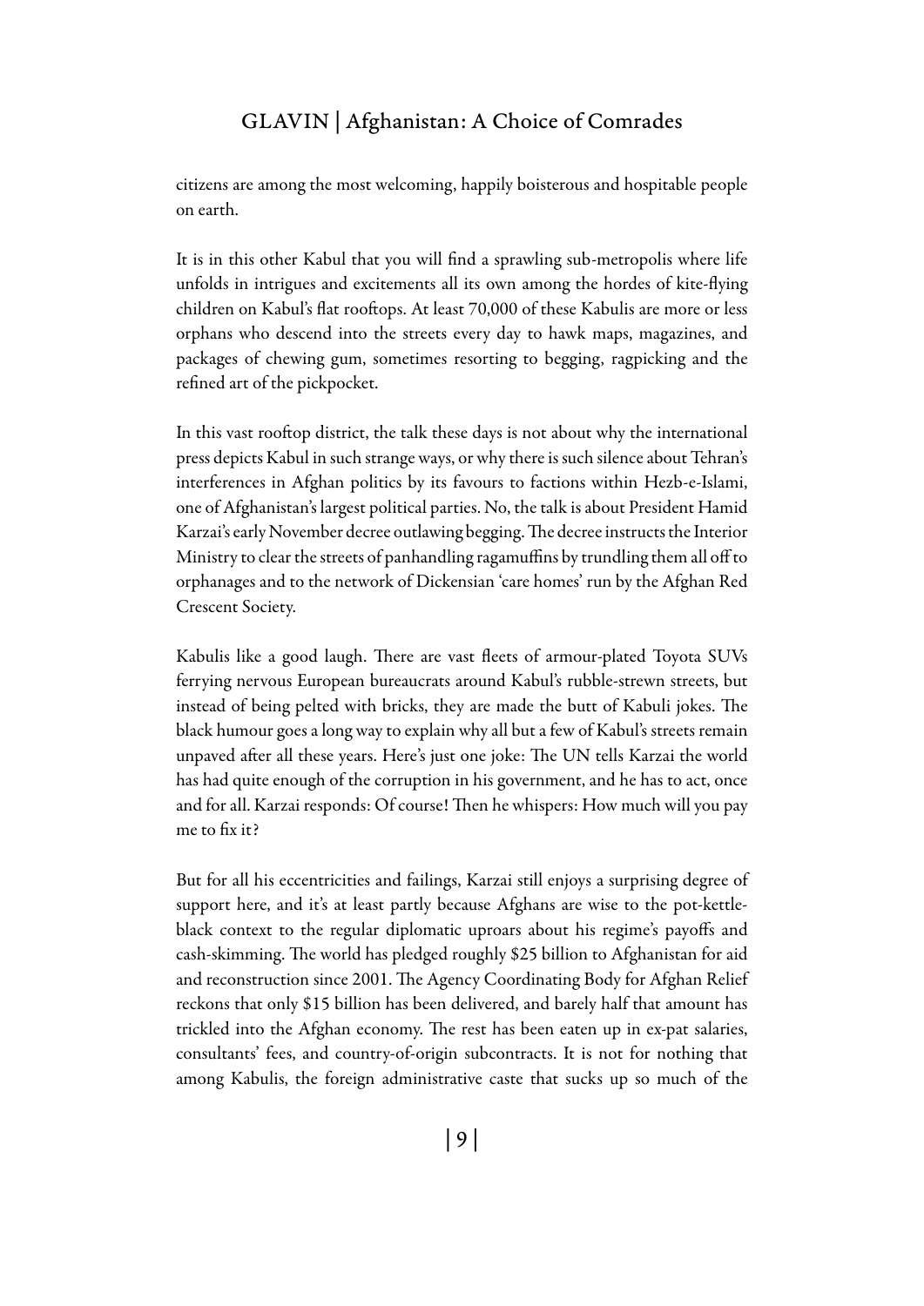citizens are among the most welcoming, happily boisterous and hospitable people on earth.

It is in this other Kabul that you will find a sprawling sub-metropolis where life unfolds in intrigues and excitements all its own among the hordes of kite-flying children on Kabul's flat rooftops. At least 70,000 of these Kabulis are more or less orphans who descend into the streets every day to hawk maps, magazines, and packages of chewing gum, sometimes resorting to begging, ragpicking and the refined art of the pickpocket.

In this vast rooftop district, the talk these days is not about why the international press depicts Kabul in such strange ways, or why there is such silence about Tehran's interferences in Afghan politics by its favours to factions within Hezb-e-Islami, one of Afghanistan's largest political parties. No, the talk is about President Hamid Karzai's early November decree outlawing begging. The decree instructs the Interior Ministry to clear the streets of panhandling ragamuffins by trundling them all off to orphanages and to the network of Dickensian 'care homes' run by the Afghan Red Crescent Society.

Kabulis like a good laugh. There are vast fleets of armour-plated Toyota SUVs ferrying nervous European bureaucrats around Kabul's rubble-strewn streets, but instead of being pelted with bricks, they are made the butt of Kabuli jokes. The black humour goes a long way to explain why all but a few of Kabul's streets remain unpaved after all these years. Here's just one joke: The UN tells Karzai the world has had quite enough of the corruption in his government, and he has to act, once and for all. Karzai responds: Of course! Then he whispers: How much will you pay me to fix it?

But for all his eccentricities and failings, Karzai still enjoys a surprising degree of support here, and it's at least partly because Afghans are wise to the pot-kettle-black context to the regular diplomatic uproars about his regime's payoffs and cash-skimming. The world has pledged roughly $25 billion to Afghanistan for aid and reconstruction since 2001. The Agency Coordinating Body for Afghan Relief reckons that only $15 billion has been delivered, and barely half that amount has trickled into the Afghan economy. The rest has been eaten up in ex-pat salaries, consultants' fees, and country-of-origin subcontracts. It is not for nothing that among Kabulis, the foreign administrative caste that sucks up so much of the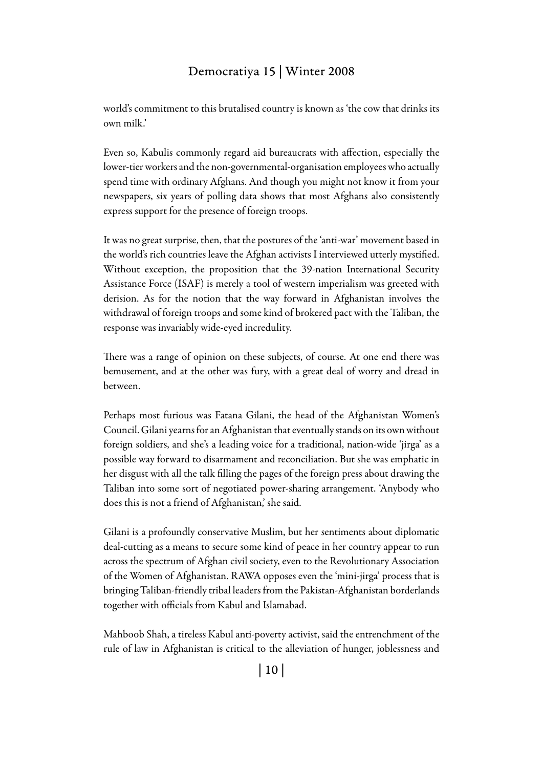world's commitment to this brutalised country is known as 'the cow that drinks its own milk.'

Even so, Kabulis commonly regard aid bureaucrats with affection, especially the lower-tier workers and the non-governmental-organisation employees who actually spend time with ordinary Afghans. And though you might not know it from your newspapers, six years of polling data shows that most Afghans also consistently express support for the presence of foreign troops.

It was no great surprise, then, that the postures of the 'anti-war' movement based in the world's rich countries leave the Afghan activists I interviewed utterly mystified. Without exception, the proposition that the 39-nation International Security Assistance Force (ISAF) is merely a tool of western imperialism was greeted with derision. As for the notion that the way forward in Afghanistan involves the withdrawal of foreign troops and some kind of brokered pact with the Taliban, the response was invariably wide-eyed incredulity.

There was a range of opinion on these subjects, of course. At one end there was bemusement, and at the other was fury, with a great deal of worry and dread in between.

Perhaps most furious was Fatana Gilani, the head of the Afghanistan Women's Council. Gilani yearns for an Afghanistan that eventually stands on its own without foreign soldiers, and she's a leading voice for a traditional, nation-wide 'jirga' as a possible way forward to disarmament and reconciliation. But she was emphatic in her disgust with all the talk filling the pages of the foreign press about drawing the Taliban into some sort of negotiated power-sharing arrangement. 'Anybody who does this is not a friend of Afghanistan,' she said.

Gilani is a profoundly conservative Muslim, but her sentiments about diplomatic deal-cutting as a means to secure some kind of peace in her country appear to run across the spectrum of Afghan civil society, even to the Revolutionary Association of the Women of Afghanistan. RAWA opposes even the 'mini-jirga' process that is bringing Taliban-friendly tribal leaders from the Pakistan-Afghanistan borderlands together with officials from Kabul and Islamabad.

Mahboob Shah, a tireless Kabul anti-poverty activist, said the entrenchment of the rule of law in Afghanistan is critical to the alleviation of hunger, joblessness and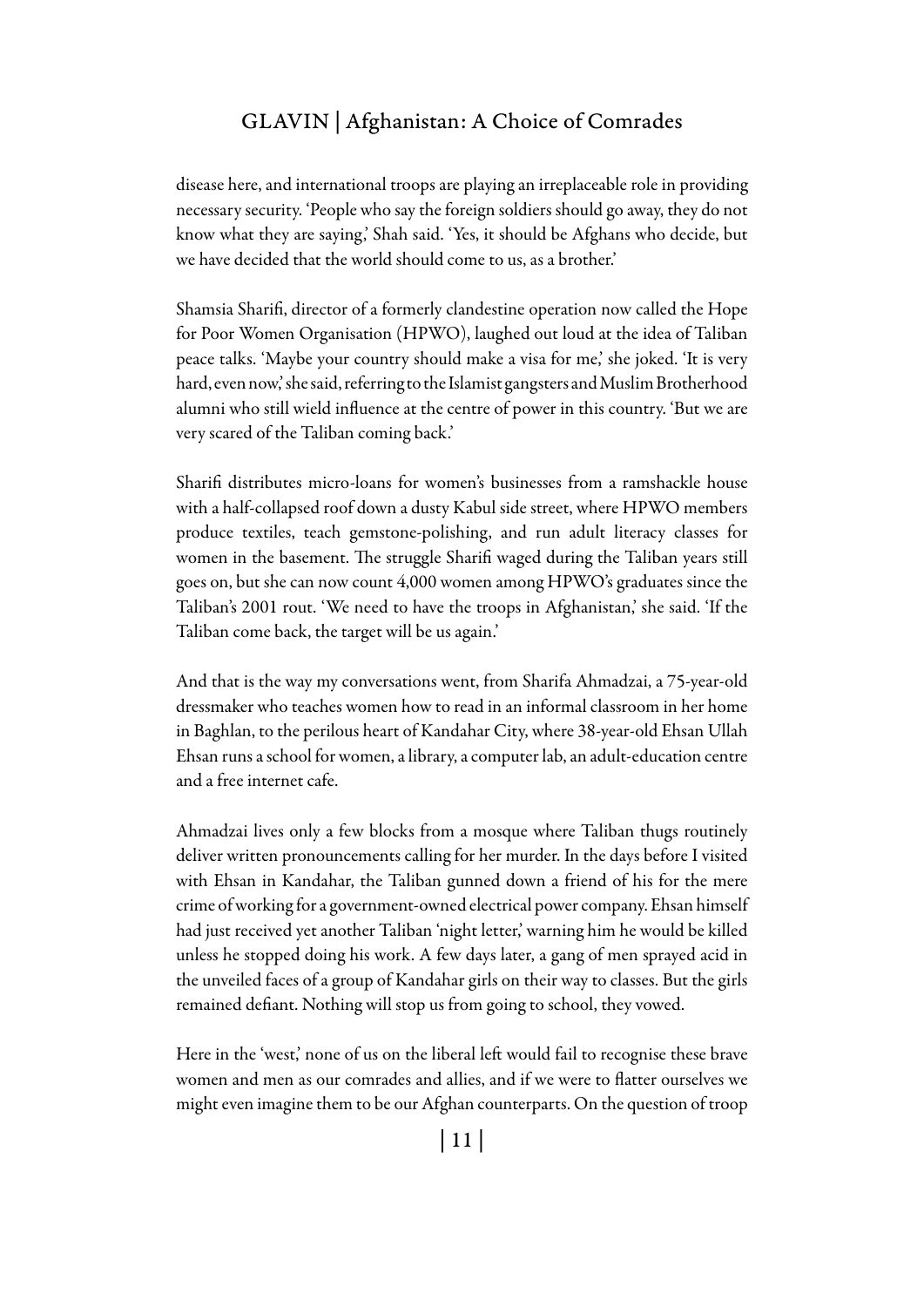disease here, and international troops are playing an irreplaceable role in providing necessary security. 'People who say the foreign soldiers should go away, they do not know what they are saying,' Shah said. 'Yes, it should be Afghans who decide, but we have decided that the world should come to us, as a brother.'

Shamsia Sharifi, director of a formerly clandestine operation now called the Hope for Poor Women Organisation (HPWO), laughed out loud at the idea of Taliban peace talks. 'Maybe your country should make a visa for me,' she joked. 'It is very hard, even now,' she said, referring to the Islamist gangsters and Muslim Brotherhood alumni who still wield influence at the centre of power in this country. 'But we are very scared of the Taliban coming back.'

Sharifi distributes micro-loans for women's businesses from a ramshackle house with a half-collapsed roof down a dusty Kabul side street, where HPWO members produce textiles, teach gemstone-polishing, and run adult literacy classes for women in the basement. The struggle Sharifi waged during the Taliban years still goes on, but she can now count 4,000 women among HPWO's graduates since the Taliban's 2001 rout. 'We need to have the troops in Afghanistan,' she said. 'If the Taliban come back, the target will be us again.'

And that is the way my conversations went, from Sharifa Ahmadzai, a 75-year-old dressmaker who teaches women how to read in an informal classroom in her home in Baghlan, to the perilous heart of Kandahar City, where 38-year-old Ehsan Ullah Ehsan runs a school for women, a library, a computer lab, an adult-education centre and a free internet cafe.

Ahmadzai lives only a few blocks from a mosque where Taliban thugs routinely deliver written pronouncements calling for her murder. In the days before I visited with Ehsan in Kandahar, the Taliban gunned down a friend of his for the mere crime of working for a government-owned electrical power company. Ehsan himself had just received yet another Taliban 'night letter,' warning him he would be killed unless he stopped doing his work. A few days later, a gang of men sprayed acid in the unveiled faces of a group of Kandahar girls on their way to classes. But the girls remained defiant. Nothing will stop us from going to school, they vowed.

Here in the 'west,' none of us on the liberal left would fail to recognise these brave women and men as our comrades and allies, and if we were to flatter ourselves we might even imagine them to be our Afghan counterparts. On the question of troop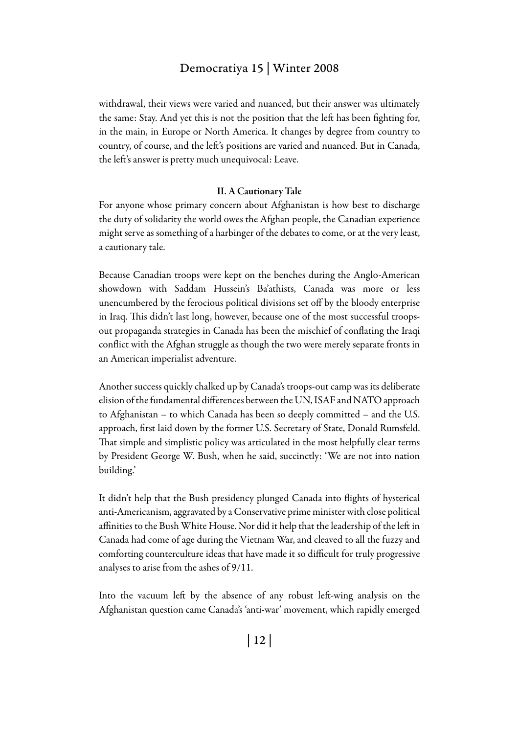withdrawal, their views were varied and nuanced, but their answer was ultimately the same: Stay. And yet this is not the position that the left has been fighting for, in the main, in Europe or North America. It changes by degree from country to country, of course, and the left's positions are varied and nuanced. But in Canada, the left's answer is pretty much unequivocal: Leave.

## II. A Cautionary Tale

For anyone whose primary concern about Afghanistan is how best to discharge the duty of solidarity the world owes the Afghan people, the Canadian experience might serve as something of a harbinger of the debates to come, or at the very least, a cautionary tale.

Because Canadian troops were kept on the benches during the Anglo-American showdown with Saddam Hussein's Ba'athists, Canada was more or less unencumbered by the ferocious political divisions set off by the bloody enterprise in Iraq. This didn't last long, however, because one of the most successful troops-out propaganda strategies in Canada has been the mischief of conflating the Iraqi conflict with the Afghan struggle as though the two were merely separate fronts in an American imperialist adventure.

Another success quickly chalked up by Canada's troops-out camp was its deliberate elision of the fundamental differences between the UN, ISAF and NATO approach to Afghanistan – to which Canada has been so deeply committed – and the U.S. approach, first laid down by the former U.S. Secretary of State, Donald Rumsfeld. That simple and simplistic policy was articulated in the most helpfully clear terms by President George W. Bush, when he said, succinctly: 'We are not into nation building.'

It didn't help that the Bush presidency plunged Canada into flights of hysterical anti-Americanism, aggravated by a Conservative prime minister with close political affinities to the Bush White House. Nor did it help that the leadership of the left in Canada had come of age during the Vietnam War, and cleaved to all the fuzzy and comforting counterculture ideas that have made it so difficult for truly progressive analyses to arise from the ashes of 9/11.

Into the vacuum left by the absence of any robust left-wing analysis on the Afghanistan question came Canada's 'anti-war' movement, which rapidly emerged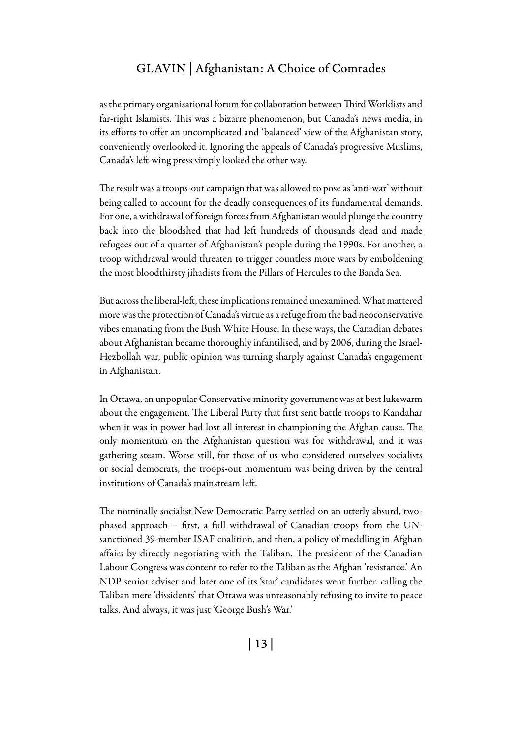as the primary organisational forum for collaboration between Third Worldists and far-right Islamists. This was a bizarre phenomenon, but Canada's news media, in its efforts to offer an uncomplicated and 'balanced' view of the Afghanistan story, conveniently overlooked it. Ignoring the appeals of Canada's progressive Muslims, Canada's left-wing press simply looked the other way.

The result was a troops-out campaign that was allowed to pose as 'anti-war' without being called to account for the deadly consequences of its fundamental demands. For one, a withdrawal of foreign forces from Afghanistan would plunge the country back into the bloodshed that had left hundreds of thousands dead and made refugees out of a quarter of Afghanistan's people during the 1990s. For another, a troop withdrawal would threaten to trigger countless more wars by emboldening the most bloodthirsty jihadists from the Pillars of Hercules to the Banda Sea.

But across the liberal-left, these implications remained unexamined. What mattered more was the protection of Canada's virtue as a refuge from the bad neoconservative vibes emanating from the Bush White House. In these ways, the Canadian debates about Afghanistan became thoroughly infantilised, and by 2006, during the Israel-Hezbollah war, public opinion was turning sharply against Canada's engagement in Afghanistan.

In Ottawa, an unpopular Conservative minority government was at best lukewarm about the engagement. The Liberal Party that first sent battle troops to Kandahar when it was in power had lost all interest in championing the Afghan cause. The only momentum on the Afghanistan question was for withdrawal, and it was gathering steam. Worse still, for those of us who considered ourselves socialists or social democrats, the troops-out momentum was being driven by the central institutions of Canada's mainstream left.

The nominally socialist New Democratic Party settled on an utterly absurd, two-phased approach – first, a full withdrawal of Canadian troops from the UN-sanctioned 39-member ISAF coalition, and then, a policy of meddling in Afghan affairs by directly negotiating with the Taliban. The president of the Canadian Labour Congress was content to refer to the Taliban as the Afghan 'resistance.' An NDP senior adviser and later one of its 'star' candidates went further, calling the Taliban mere 'dissidents' that Ottawa was unreasonably refusing to invite to peace talks. And always, it was just 'George Bush's War.'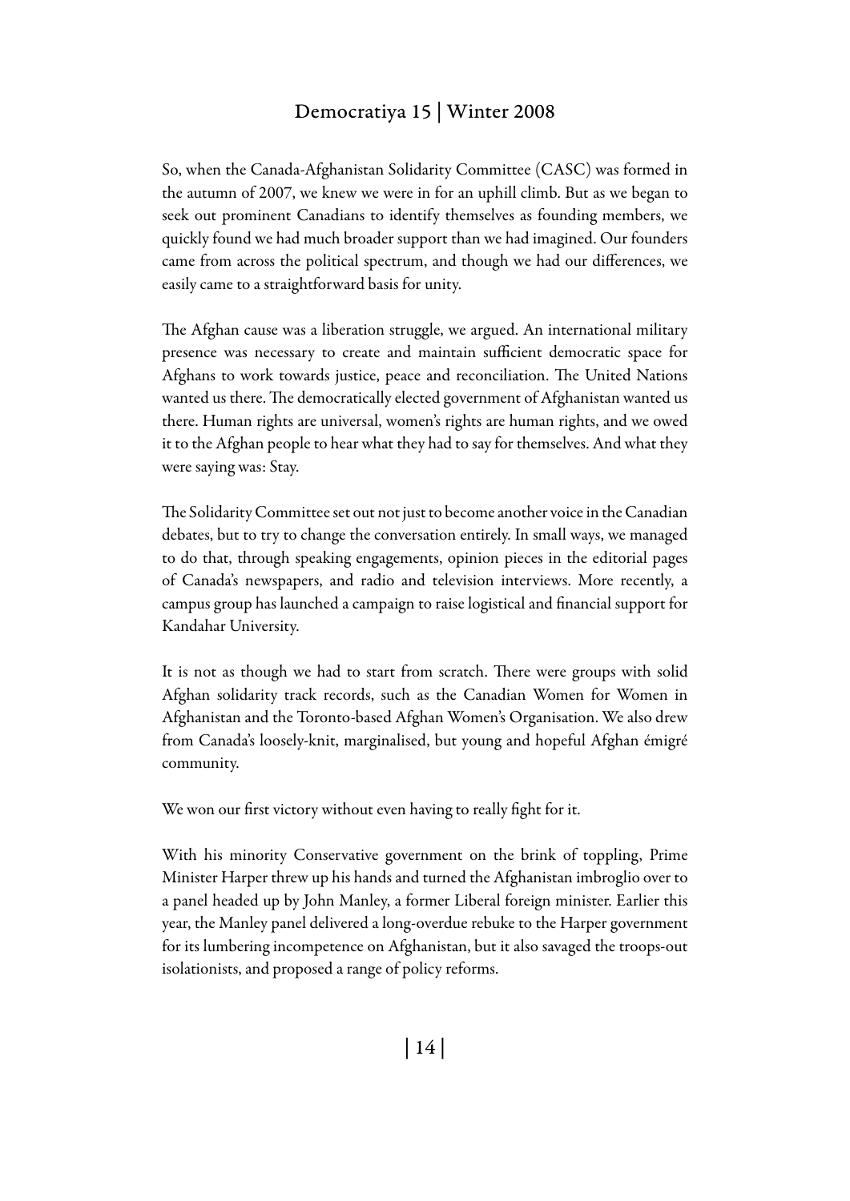So, when the Canada-Afghanistan Solidarity Committee (CASC) was formed in the autumn of 2007, we knew we were in for an uphill climb. But as we began to seek out prominent Canadians to identify themselves as founding members, we quickly found we had much broader support than we had imagined. Our founders came from across the political spectrum, and though we had our differences, we easily came to a straightforward basis for unity.

The Afghan cause was a liberation struggle, we argued. An international military presence was necessary to create and maintain sufficient democratic space for Afghans to work towards justice, peace and reconciliation. The United Nations wanted us there. The democratically elected government of Afghanistan wanted us there. Human rights are universal, women's rights are human rights, and we owed it to the Afghan people to hear what they had to say for themselves. And what they were saying was: Stay.

The Solidarity Committee set out not just to become another voice in the Canadian debates, but to try to change the conversation entirely. In small ways, we managed to do that, through speaking engagements, opinion pieces in the editorial pages of Canada's newspapers, and radio and television interviews. More recently, a campus group has launched a campaign to raise logistical and financial support for Kandahar University.

It is not as though we had to start from scratch. There were groups with solid Afghan solidarity track records, such as the Canadian Women for Women in Afghanistan and the Toronto-based Afghan Women's Organisation. We also drew from Canada's loosely-knit, marginalised, but young and hopeful Afghan émigré community.

We won our first victory without even having to really fight for it.

With his minority Conservative government on the brink of toppling, Prime Minister Harper threw up his hands and turned the Afghanistan imbroglio over to a panel headed up by John Manley, a former Liberal foreign minister. Earlier this year, the Manley panel delivered a long-overdue rebuke to the Harper government for its lumbering incompetence on Afghanistan, but it also savaged the troops-out isolationists, and proposed a range of policy reforms.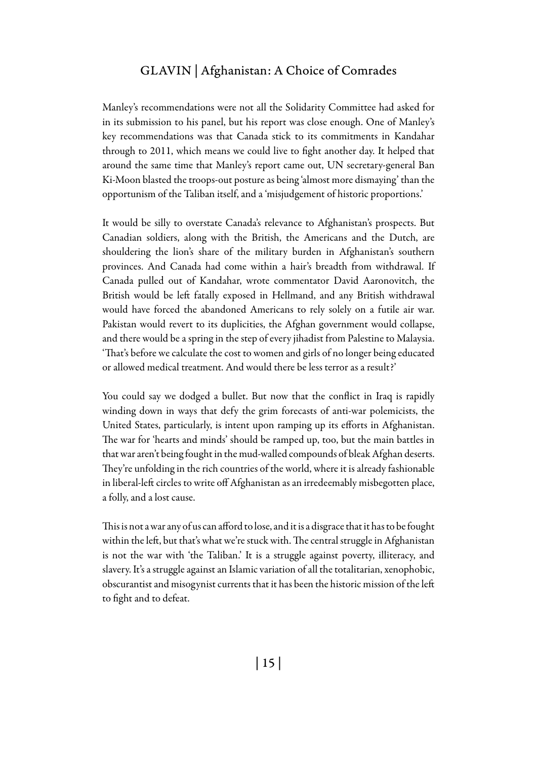Manley's recommendations were not all the Solidarity Committee had asked for in its submission to his panel, but his report was close enough. One of Manley's key recommendations was that Canada stick to its commitments in Kandahar through to 2011, which means we could live to fight another day. It helped that around the same time that Manley's report came out, UN secretary-general Ban Ki-Moon blasted the troops-out posture as being 'almost more dismaying' than the opportunism of the Taliban itself, and a 'misjudgement of historic proportions.'

It would be silly to overstate Canada's relevance to Afghanistan's prospects. But Canadian soldiers, along with the British, the Americans and the Dutch, are shouldering the lion's share of the military burden in Afghanistan's southern provinces. And Canada had come within a hair's breadth from withdrawal. If Canada pulled out of Kandahar, wrote commentator David Aaronovitch, the British would be left fatally exposed in Hellmand, and any British withdrawal would have forced the abandoned Americans to rely solely on a futile air war. Pakistan would revert to its duplicities, the Afghan government would collapse, and there would be a spring in the step of every jihadist from Palestine to Malaysia. 'That's before we calculate the cost to women and girls of no longer being educated or allowed medical treatment. And would there be less terror as a result?'

You could say we dodged a bullet. But now that the conflict in Iraq is rapidly winding down in ways that defy the grim forecasts of anti-war polemicists, the United States, particularly, is intent upon ramping up its efforts in Afghanistan. The war for 'hearts and minds' should be ramped up, too, but the main battles in that war aren't being fought in the mud-walled compounds of bleak Afghan deserts. They're unfolding in the rich countries of the world, where it is already fashionable in liberal-left circles to write off Afghanistan as an irredeemably misbegotten place, a folly, and a lost cause.

This is not a war any of us can afford to lose, and it is a disgrace that it has to be fought within the left, but that's what we're stuck with. The central struggle in Afghanistan is not the war with 'the Taliban.' It is a struggle against poverty, illiteracy, and slavery. It's a struggle against an Islamic variation of all the totalitarian, xenophobic, obscurantist and misogynist currents that it has been the historic mission of the left to fight and to defeat.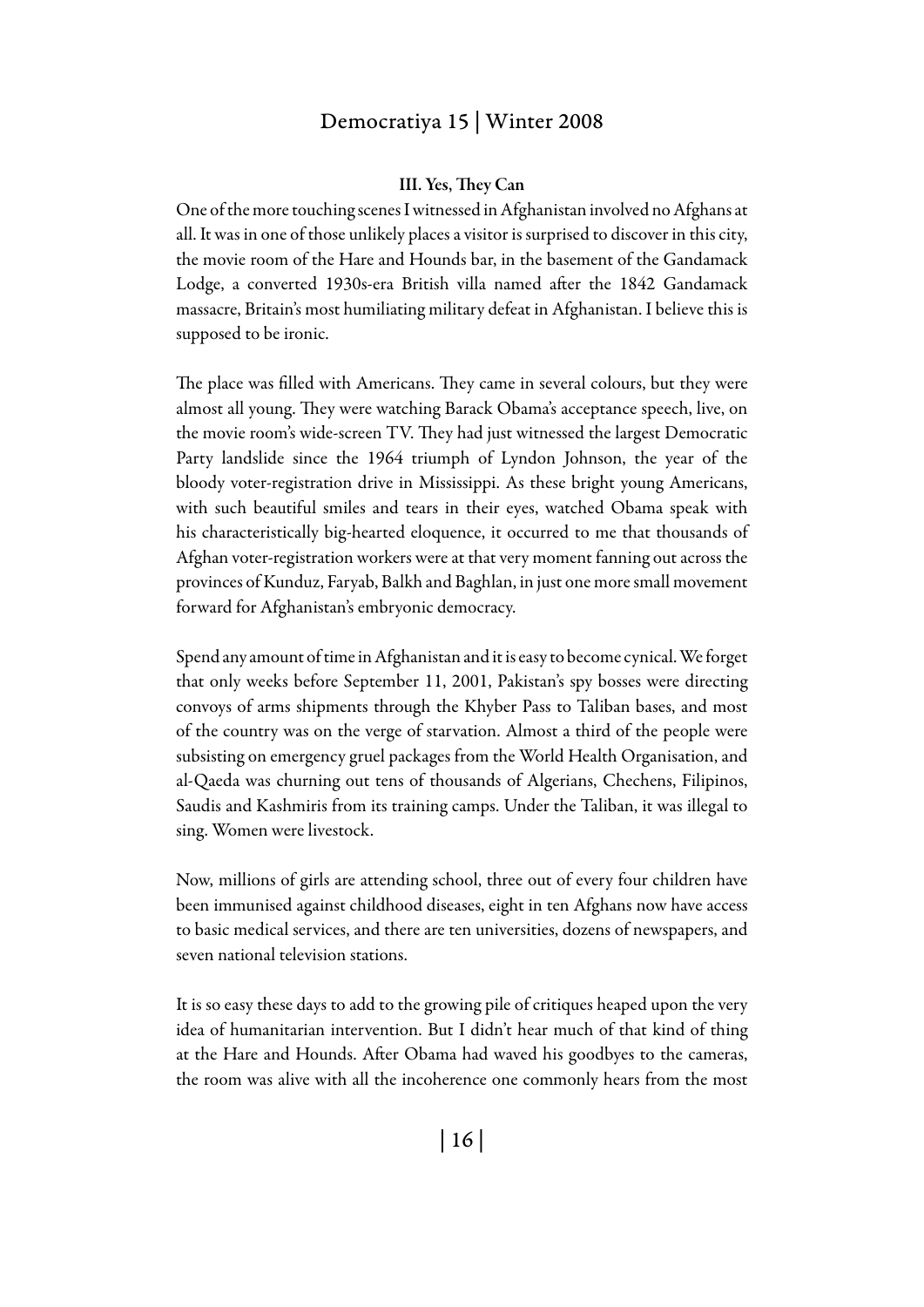### III. Yes, They Can

One of the more touching scenes I witnessed in Afghanistan involved no Afghans at all. It was in one of those unlikely places a visitor is surprised to discover in this city, the movie room of the Hare and Hounds bar, in the basement of the Gandamack Lodge, a converted 1930s-era British villa named after the 1842 Gandamack massacre, Britain's most humiliating military defeat in Afghanistan. I believe this is supposed to be ironic.

The place was filled with Americans. They came in several colours, but they were almost all young. They were watching Barack Obama's acceptance speech, live, on the movie room's wide-screen TV. They had just witnessed the largest Democratic Party landslide since the 1964 triumph of Lyndon Johnson, the year of the bloody voter-registration drive in Mississippi. As these bright young Americans, with such beautiful smiles and tears in their eyes, watched Obama speak with his characteristically big-hearted eloquence, it occurred to me that thousands of Afghan voter-registration workers were at that very moment fanning out across the provinces of Kunduz, Faryab, Balkh and Baghlan, in just one more small movement forward for Afghanistan's embryonic democracy.

Spend any amount of time in Afghanistan and it is easy to become cynical. We forget that only weeks before September 11, 2001, Pakistan's spy bosses were directing convoys of arms shipments through the Khyber Pass to Taliban bases, and most of the country was on the verge of starvation. Almost a third of the people were subsisting on emergency gruel packages from the World Health Organisation, and al-Qaeda was churning out tens of thousands of Algerians, Chechens, Filipinos, Saudis and Kashmiris from its training camps. Under the Taliban, it was illegal to sing. Women were livestock.

Now, millions of girls are attending school, three out of every four children have been immunised against childhood diseases, eight in ten Afghans now have access to basic medical services, and there are ten universities, dozens of newspapers, and seven national television stations.

It is so easy these days to add to the growing pile of critiques heaped upon the very idea of humanitarian intervention. But I didn't hear much of that kind of thing at the Hare and Hounds. After Obama had waved his goodbyes to the cameras, the room was alive with all the incoherence one commonly hears from the most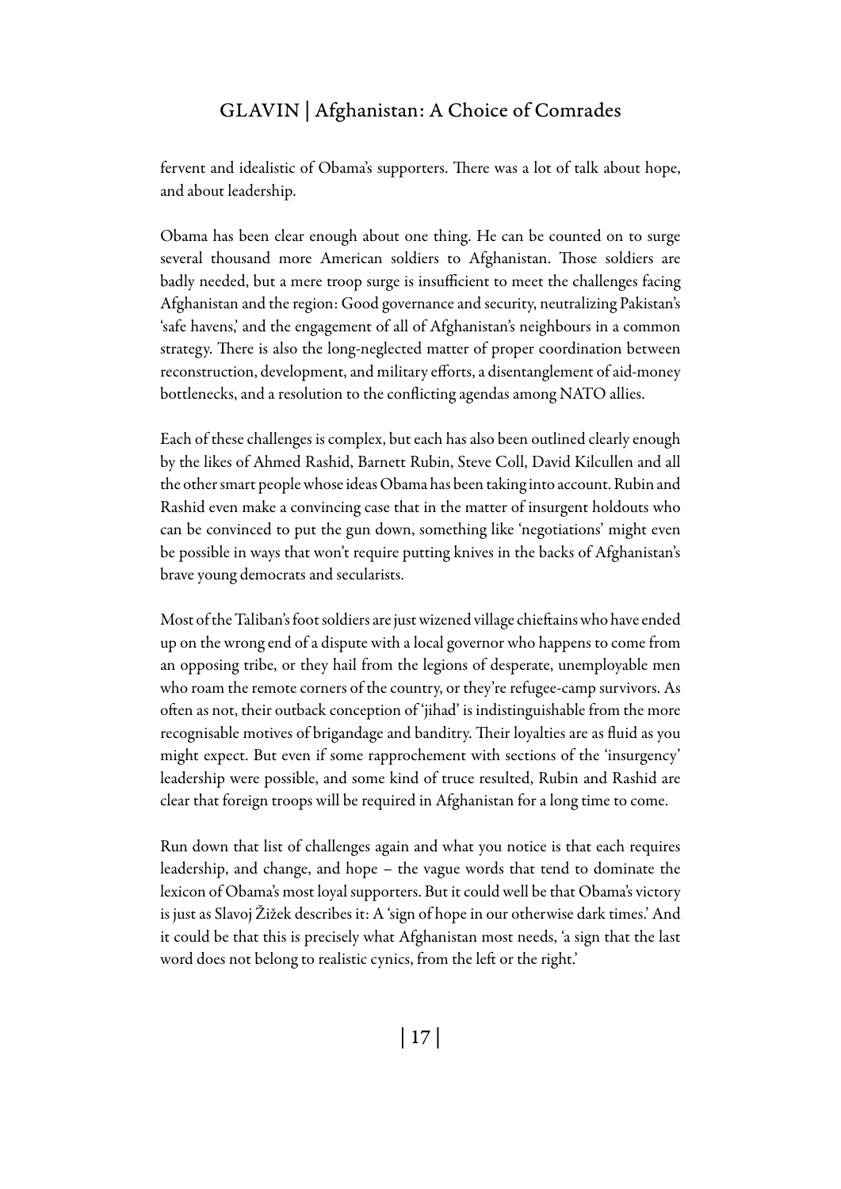fervent and idealistic of Obama's supporters. There was a lot of talk about hope, and about leadership.

Obama has been clear enough about one thing. He can be counted on to surge several thousand more American soldiers to Afghanistan. Those soldiers are badly needed, but a mere troop surge is insufficient to meet the challenges facing Afghanistan and the region: Good governance and security, neutralizing Pakistan's 'safe havens,' and the engagement of all of Afghanistan's neighbours in a common strategy. There is also the long-neglected matter of proper coordination between reconstruction, development, and military efforts, a disentanglement of aid-money bottlenecks, and a resolution to the conflicting agendas among NATO allies.

Each of these challenges is complex, but each has also been outlined clearly enough by the likes of Ahmed Rashid, Barnett Rubin, Steve Coll, David Kilcullen and all the other smart people whose ideas Obama has been taking into account. Rubin and Rashid even make a convincing case that in the matter of insurgent holdouts who can be convinced to put the gun down, something like 'negotiations' might even be possible in ways that won't require putting knives in the backs of Afghanistan's brave young democrats and secularists.

Most of the Taliban's foot soldiers are just wizened village chieftains who have ended up on the wrong end of a dispute with a local governor who happens to come from an opposing tribe, or they hail from the legions of desperate, unemployable men who roam the remote corners of the country, or they're refugee-camp survivors. As often as not, their outback conception of 'jihad' is indistinguishable from the more recognisable motives of brigandage and banditry. Their loyalties are as fluid as you might expect. But even if some rapprochement with sections of the 'insurgency' leadership were possible, and some kind of truce resulted, Rubin and Rashid are clear that foreign troops will be required in Afghanistan for a long time to come.

Run down that list of challenges again and what you notice is that each requires leadership, and change, and hope – the vague words that tend to dominate the lexicon of Obama's most loyal supporters. But it could well be that Obama's victory is just as Slavoj Žižek describes it: A 'sign of hope in our otherwise dark times.' And it could be that this is precisely what Afghanistan most needs, 'a sign that the last word does not belong to realistic cynics, from the left or the right.'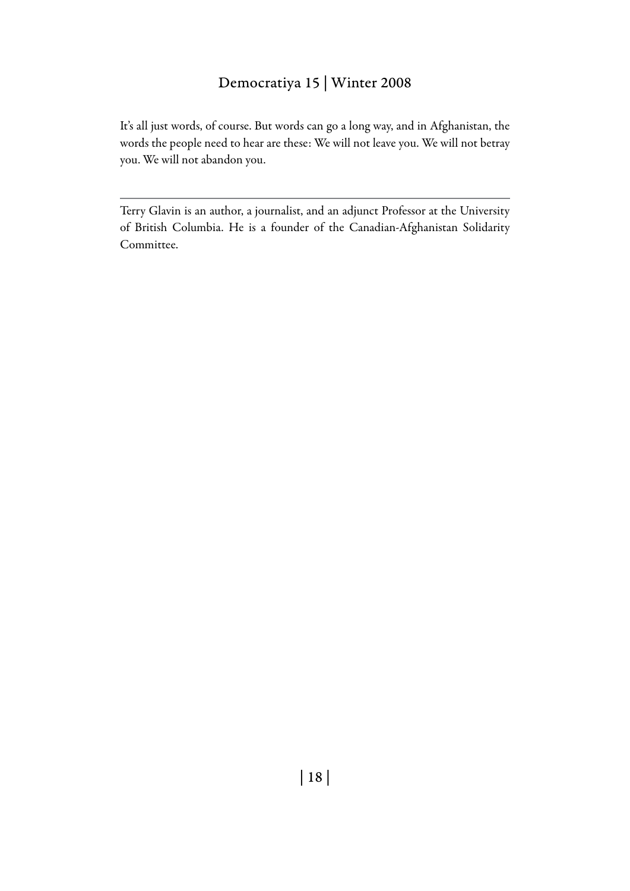It's all just words, of course. But words can go a long way, and in Afghanistan, the words the people need to hear are these: We will not leave you. We will not betray you. We will not abandon you.

---

Terry Glavin is an author, a journalist, and an adjunct Professor at the University of British Columbia. He is a founder of the Canadian-Afghanistan Solidarity Committee.